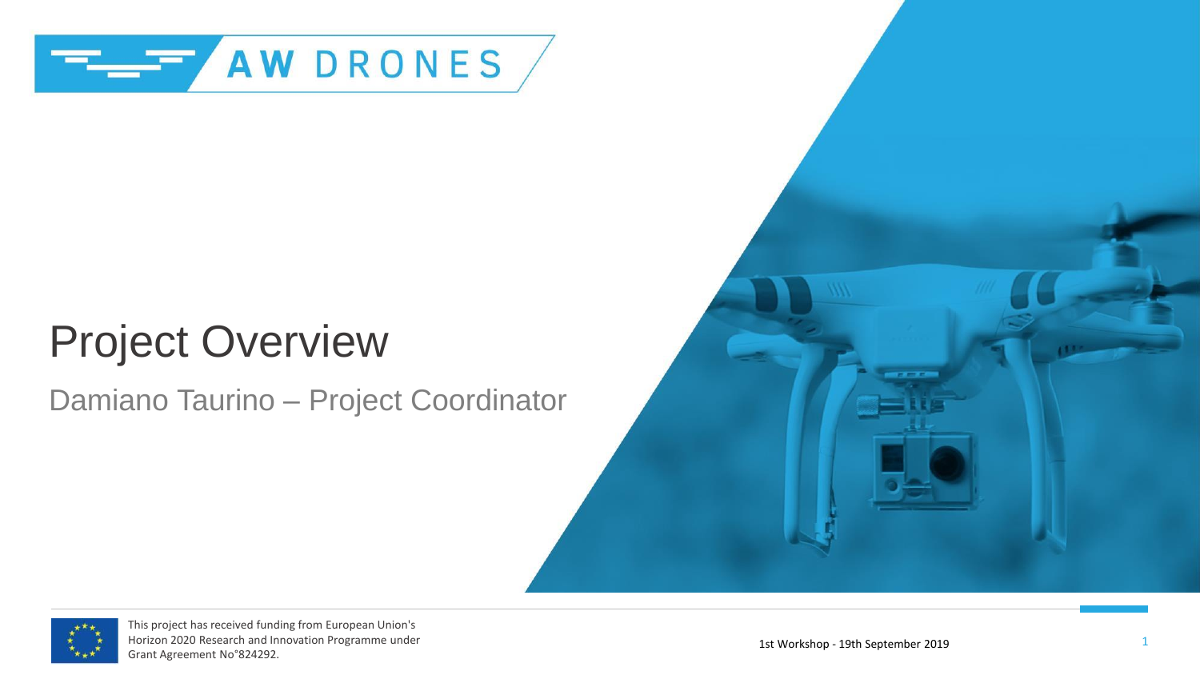AW DRONES

# Project Overview

Damiano Taurino – Project Coordinator

This project has received funding from European Union's Horizon 2020 Research and Innovation Programme under Grant Agreement No°824292.

1st Workshop - 19th September 2019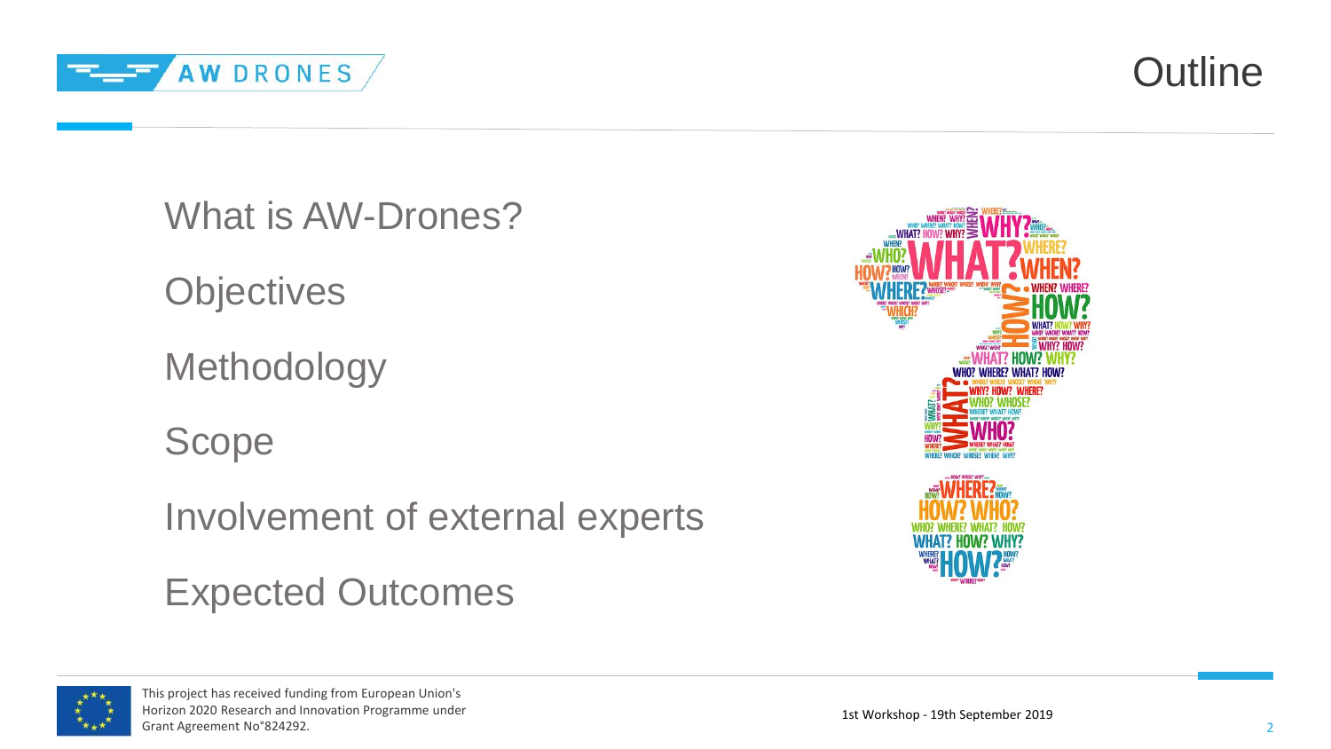# Outline

- What is AW-Drones?
- Objectives
- Methodology
- Scope
- Involvement of external experts
- Expected Outcomes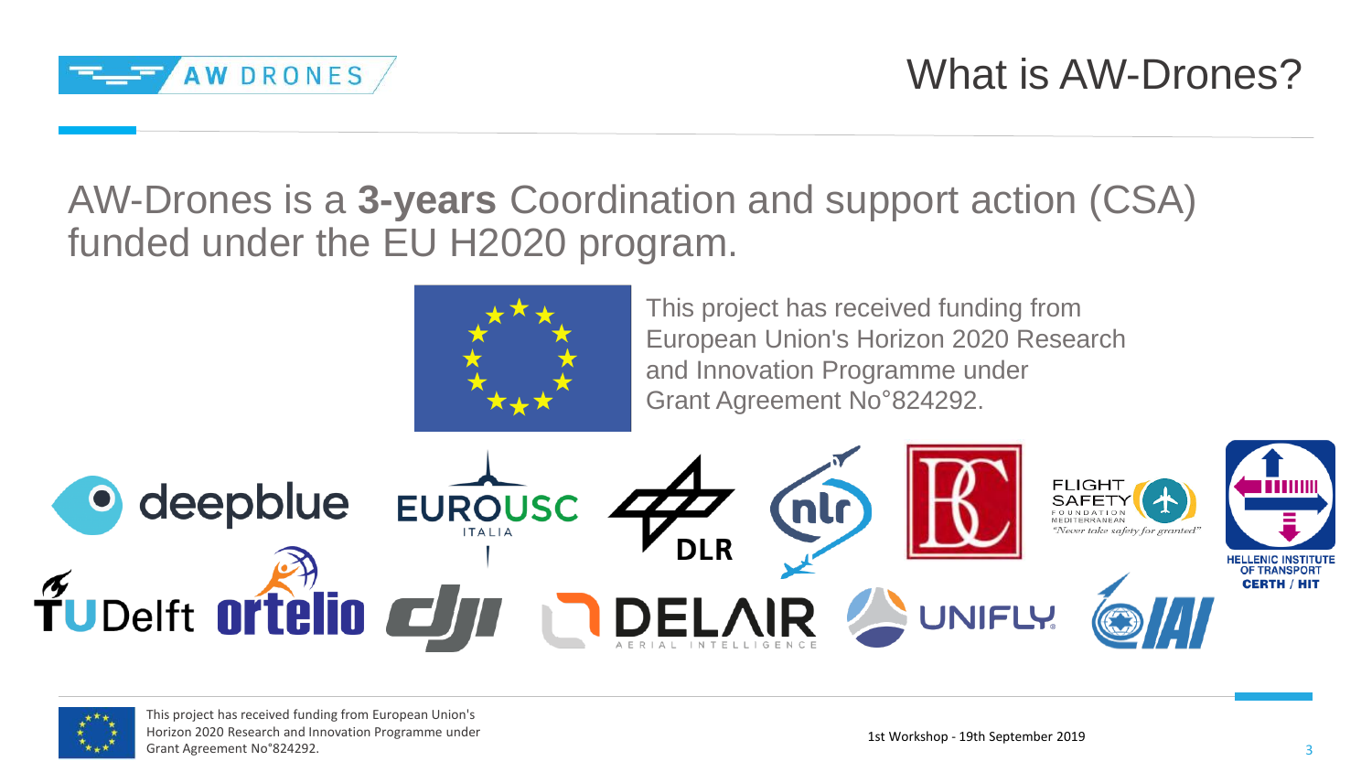# What is AW-Drones?

AW-Drones is a **3-years** Coordination and support action (CSA) funded under the EU H2020 program.

This project has received funding from European Union's Horizon 2020 Research and Innovation Programme under Grant Agreement No°824292.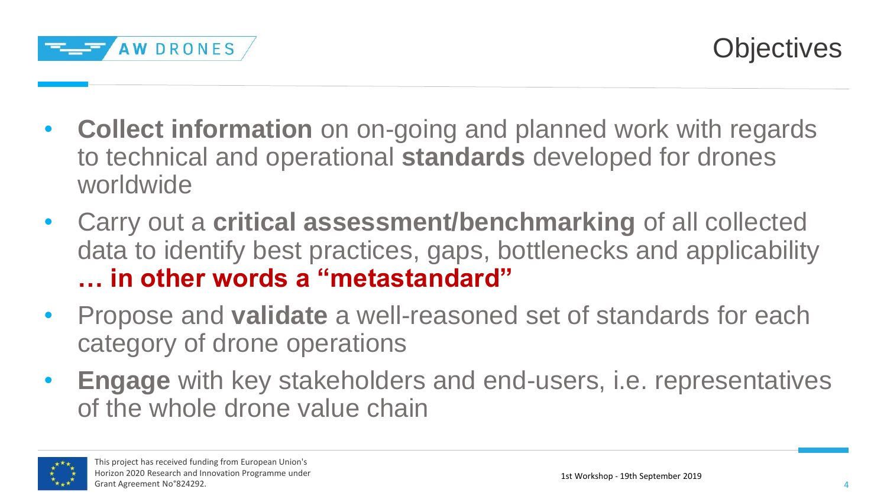# Objectives

- **Collect information** on on-going and planned work with regards to technical and operational **standards** developed for drones worldwide
- Carry out a **critical assessment/benchmarking** of all collected data to identify best practices, gaps, bottlenecks and applicability **… in other words a "metastandard"**
- Propose and **validate** a well-reasoned set of standards for each category of drone operations
- **Engage** with key stakeholders and end-users, i.e. representatives of the whole drone value chain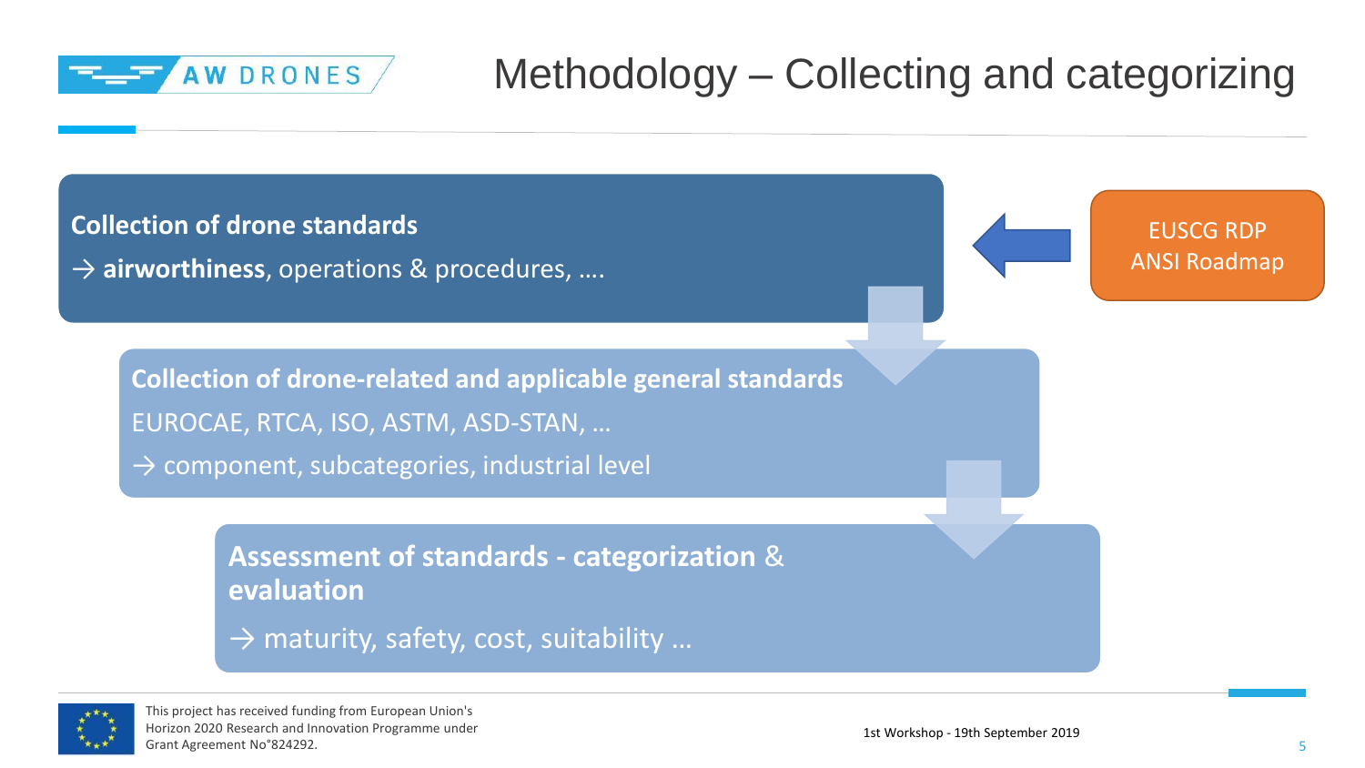# Methodology – Collecting and categorizing

**Collection of drone standards**

→ **airworthiness**, operations & procedures, ….

EUSCG RDP
ANSI Roadmap

**Collection of drone-related and applicable general standards**

EUROCAE, RTCA, ISO, ASTM, ASD-STAN, …

→ component, subcategories, industrial level

**Assessment of standards - categorization** & **evaluation**

→ maturity, safety, cost, suitability …

This project has received funding from European Union's Horizon 2020 Research and Innovation Programme under Grant Agreement N°824292.

1st Workshop - 19th September 2019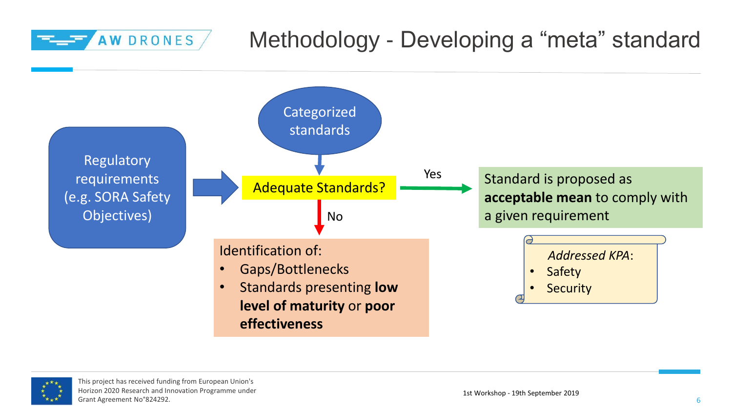# Methodology - Developing a "meta" standard

Regulatory requirements (e.g. SORA Safety Objectives)

Categorized standards

Adequate Standards?

Yes

Standard is proposed as **acceptable mean** to comply with a given requirement

No

Identification of:

- Gaps/Bottlenecks
- Standards presenting **low level of maturity** or **poor effectiveness**

*Addressed KPA*:

- Safety
- Security

This project has received funding from European Union's Horizon 2020 Research and Innovation Programme under Grant Agreement N°824292.

1st Workshop - 19th September 2019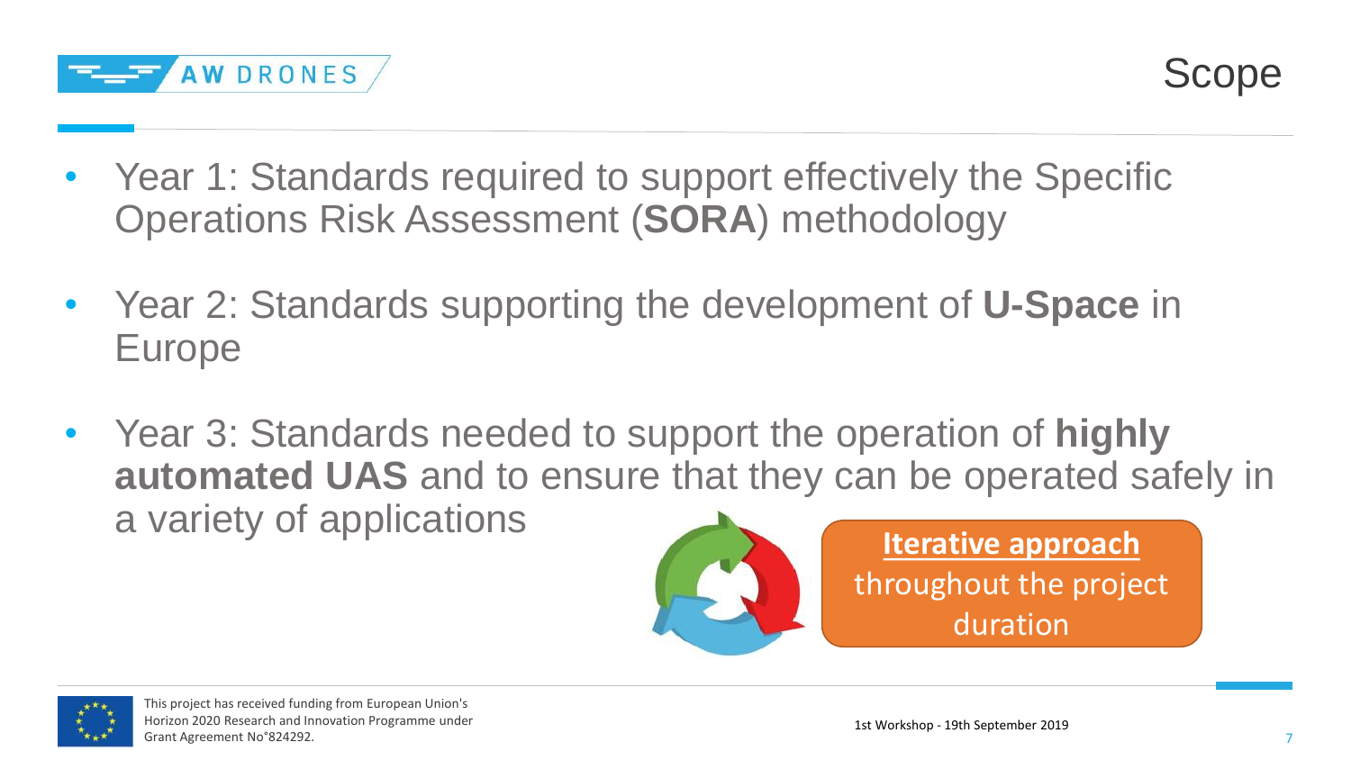# Scope

- Year 1: Standards required to support effectively the Specific Operations Risk Assessment (**SORA**) methodology
- Year 2: Standards supporting the development of **U-Space** in Europe
- Year 3: Standards needed to support the operation of **highly automated UAS** and to ensure that they can be operated safely in a variety of applications

**Iterative approach** throughout the project duration

This project has received funding from European Union's Horizon 2020 Research and Innovation Programme under Grant Agreement N°824292.

1st Workshop - 19th September 2019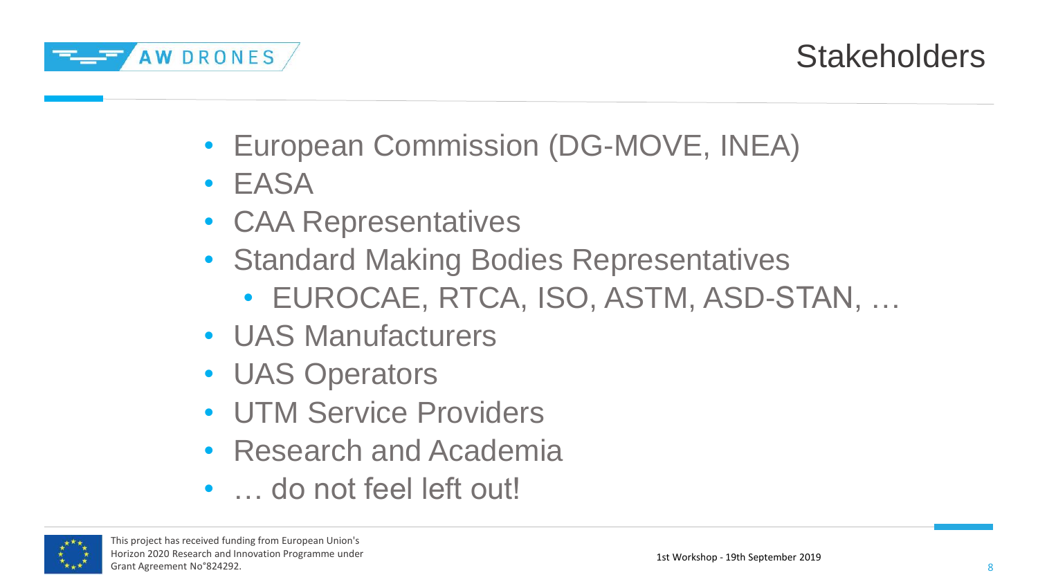# Stakeholders

- European Commission (DG-MOVE, INEA)
- EASA
- CAA Representatives
- Standard Making Bodies Representatives
  - EUROCAE, RTCA, ISO, ASTM, ASD-STAN, …
- UAS Manufacturers
- UAS Operators
- UTM Service Providers
- Research and Academia
- … do not feel left out!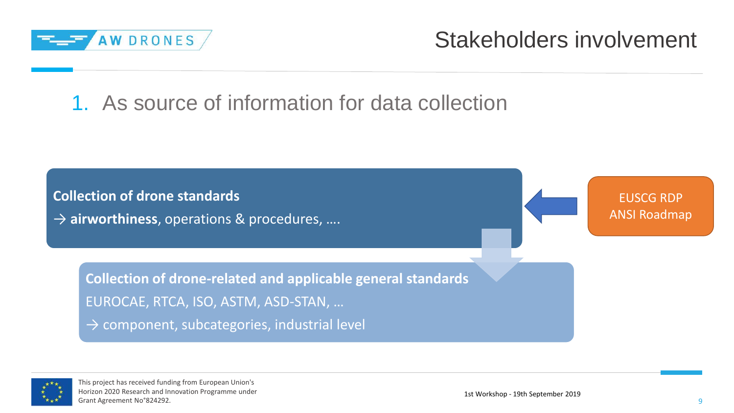# Stakeholders involvement

## 1. As source of information for data collection

**Collection of drone standards**

→ **airworthiness**, operations & procedures, ….

EUSCG RDP
ANSI Roadmap

**Collection of drone-related and applicable general standards**

EUROCAE, RTCA, ISO, ASTM, ASD-STAN, …

→ component, subcategories, industrial level

This project has received funding from European Union's Horizon 2020 Research and Innovation Programme under Grant Agreement No°824292.

1st Workshop - 19th September 2019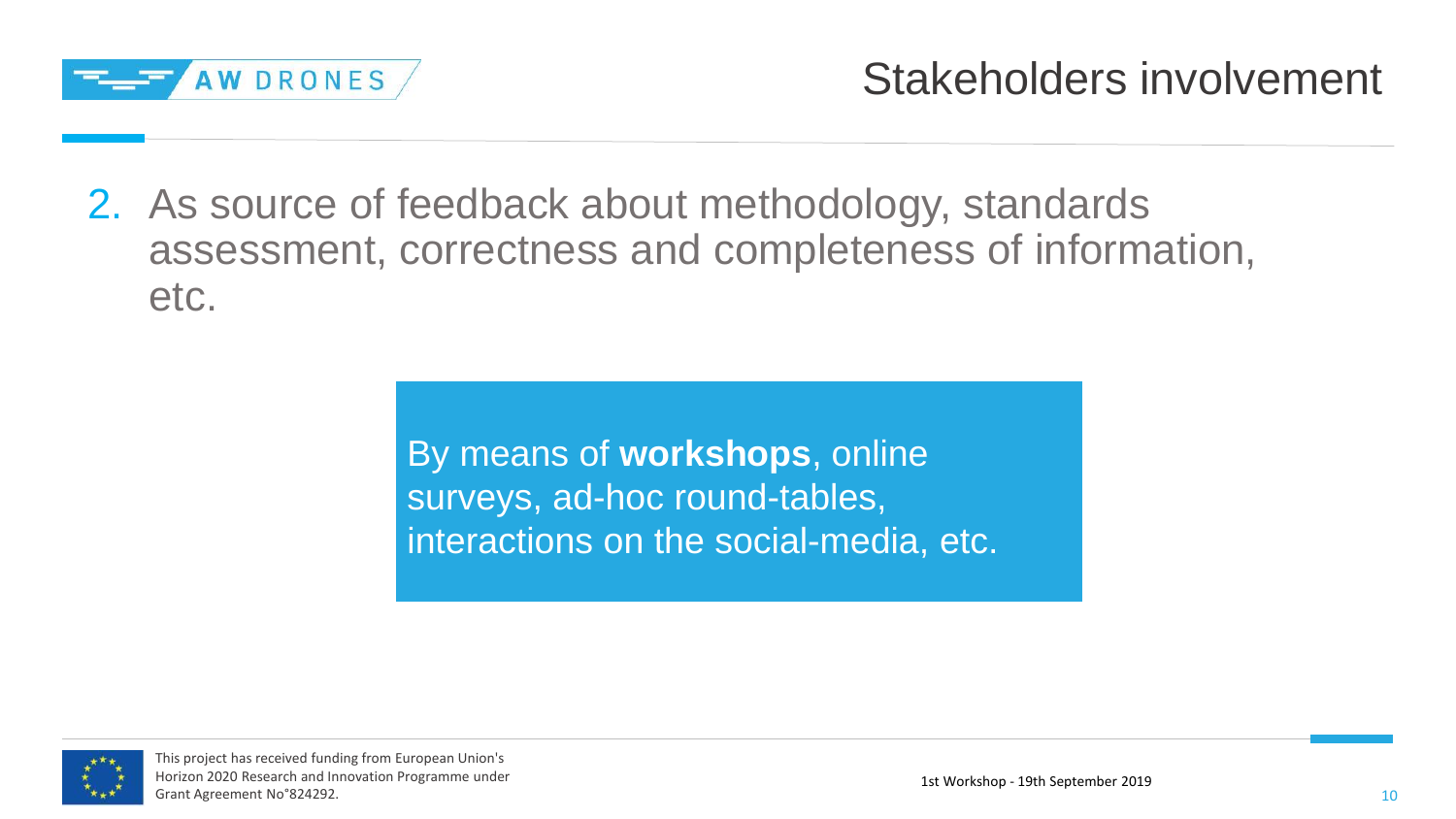# Stakeholders involvement

2. As source of feedback about methodology, standards assessment, correctness and completeness of information, etc.

By means of **workshops**, online surveys, ad-hoc round-tables, interactions on the social-media, etc.

This project has received funding from European Union's Horizon 2020 Research and Innovation Programme under Grant Agreement N°824292.

1st Workshop - 19th September 2019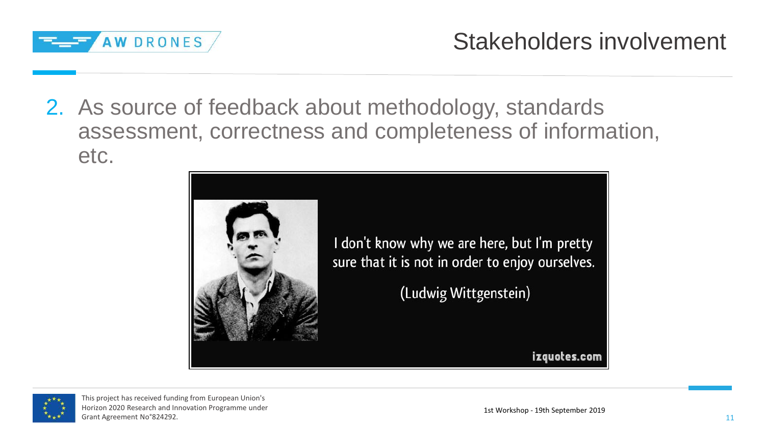# Stakeholders involvement

2. As source of feedback about methodology, standards assessment, correctness and completeness of information, etc.

I don't know why we are here, but I'm pretty sure that it is not in order to enjoy ourselves.

(Ludwig Wittgenstein)

izquotes.com

This project has received funding from European Union's Horizon 2020 Research and Innovation Programme under Grant Agreement N°824292.

1st Workshop - 19th September 2019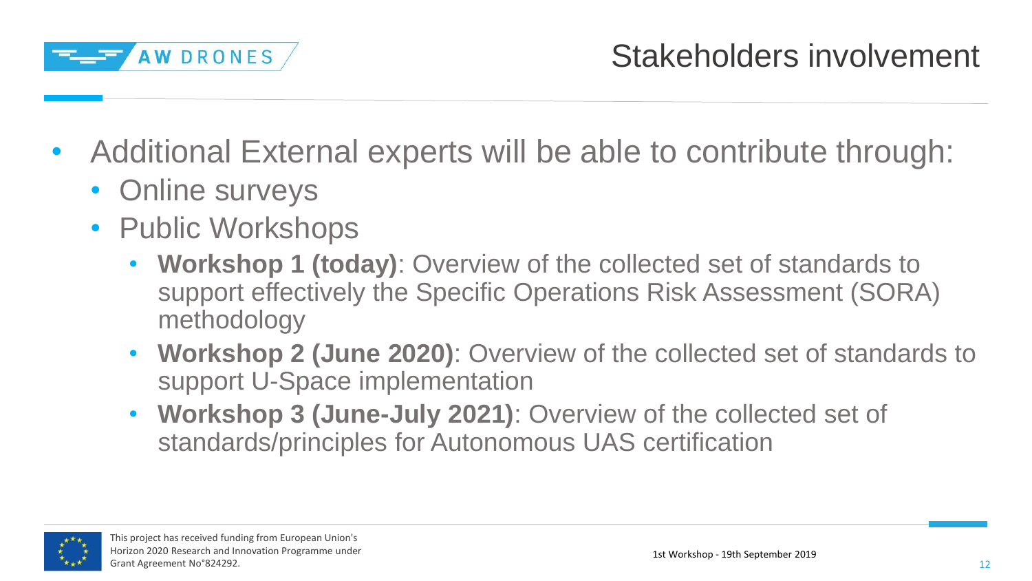# Stakeholders involvement

- Additional External experts will be able to contribute through:
  - Online surveys
  - Public Workshops
    - **Workshop 1 (today)**: Overview of the collected set of standards to support effectively the Specific Operations Risk Assessment (SORA) methodology
    - **Workshop 2 (June 2020)**: Overview of the collected set of standards to support U-Space implementation
    - **Workshop 3 (June-July 2021)**: Overview of the collected set of standards/principles for Autonomous UAS certification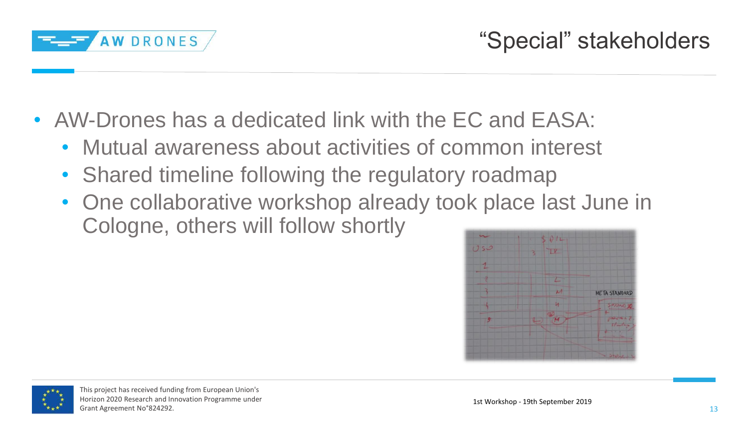# "Special" stakeholders

- AW-Drones has a dedicated link with the EC and EASA:
  - Mutual awareness about activities of common interest
  - Shared timeline following the regulatory roadmap
  - One collaborative workshop already took place last June in Cologne, others will follow shortly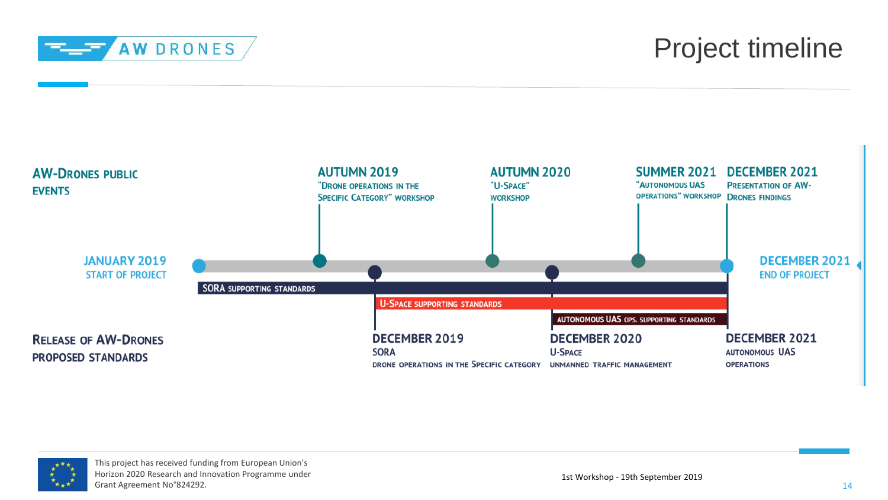# Project timeline

**AW-Drones public events**

- **Autumn 2019** – "Drone operations in the Specific Category" workshop
- **Autumn 2020** – "U-Space" workshop
- **Summer 2021** – "Autonomous UAS operations" workshop
- **December 2021** – Presentation of AW-Drones findings

**January 2019** – Start of project

**December 2021** – End of project

- SORA supporting standards
- U-Space supporting standards
- Autonomous UAS ops. supporting standards

**Release of AW-Drones proposed standards**

- **December 2019** – SORA: Drone operations in the Specific category
- **December 2020** – U-Space: Unmanned traffic management
- **December 2021** – Autonomous UAS operations

This project has received funding from European Union's Horizon 2020 Research and Innovation Programme under Grant Agreement N°824292.

1st Workshop - 19th September 2019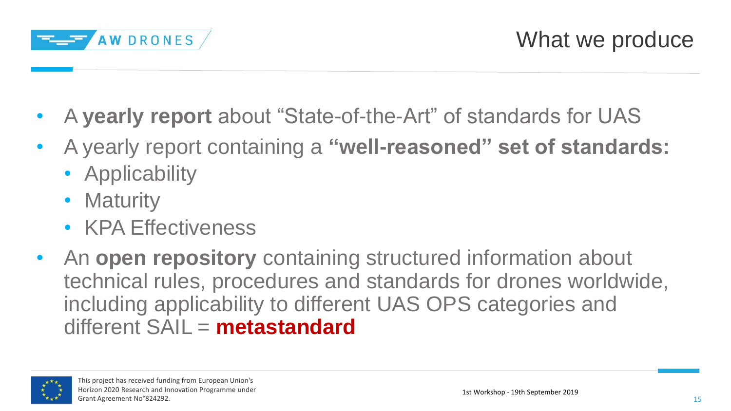# What we produce

- A **yearly report** about "State-of-the-Art" of standards for UAS
- A yearly report containing a **"well-reasoned" set of standards:**
  - Applicability
  - Maturity
  - KPA Effectiveness
- An **open repository** containing structured information about technical rules, procedures and standards for drones worldwide, including applicability to different UAS OPS categories and different SAIL = **metastandard**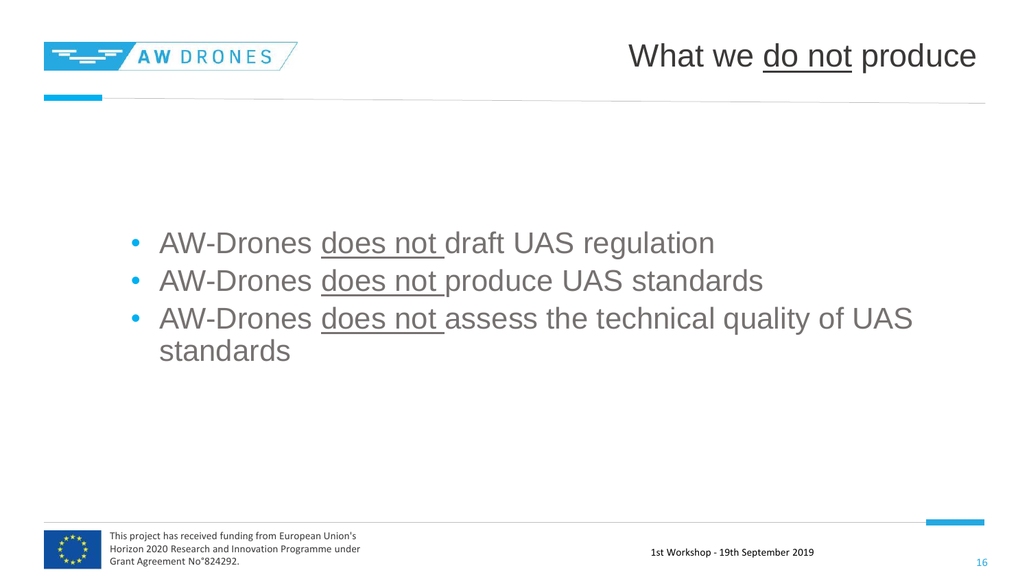# What we <u>do not</u> produce

- AW-Drones <u>does not</u> draft UAS regulation
- AW-Drones <u>does not</u> produce UAS standards
- AW-Drones <u>does not</u> assess the technical quality of UAS standards

This project has received funding from European Union's Horizon 2020 Research and Innovation Programme under Grant Agreement No°824292.

1st Workshop - 19th September 2019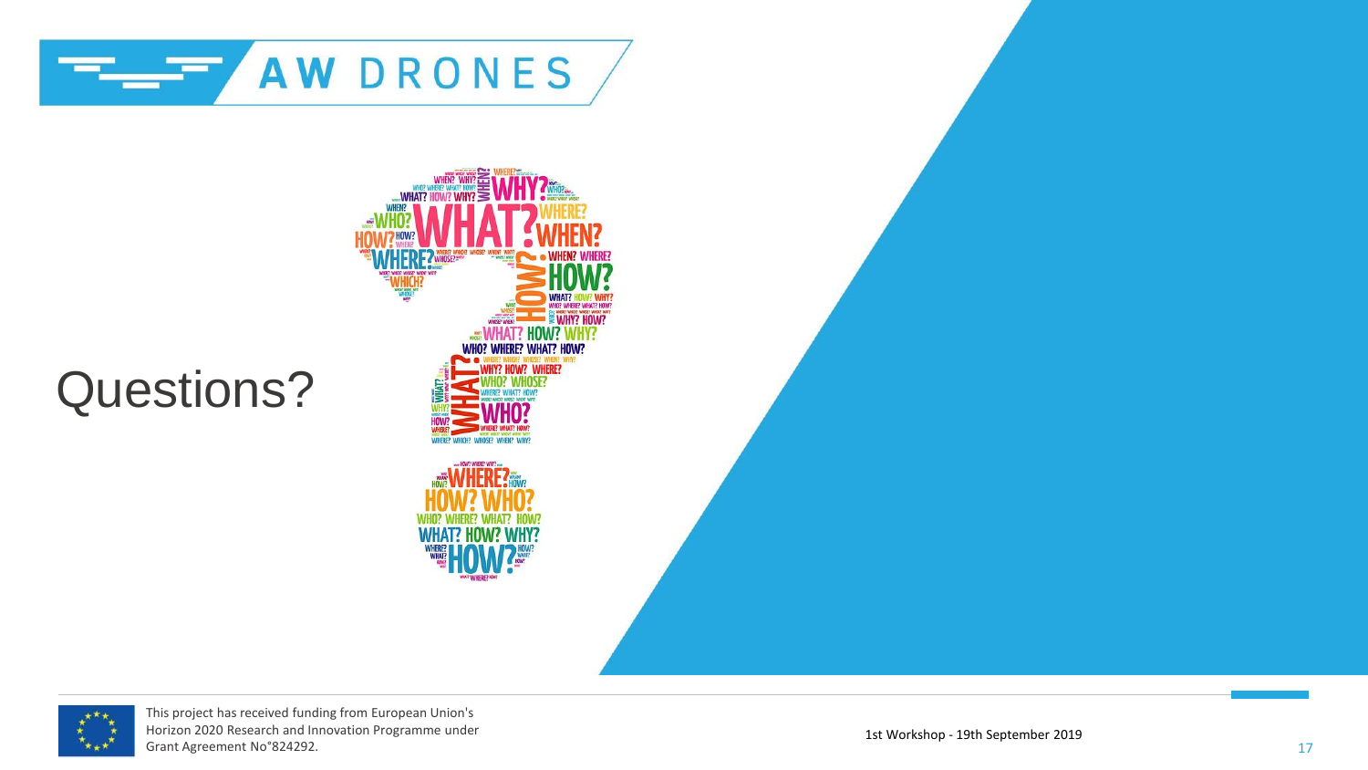# Questions?

This project has received funding from European Union's Horizon 2020 Research and Innovation Programme under Grant Agreement No°824292.

1st Workshop - 19th September 2019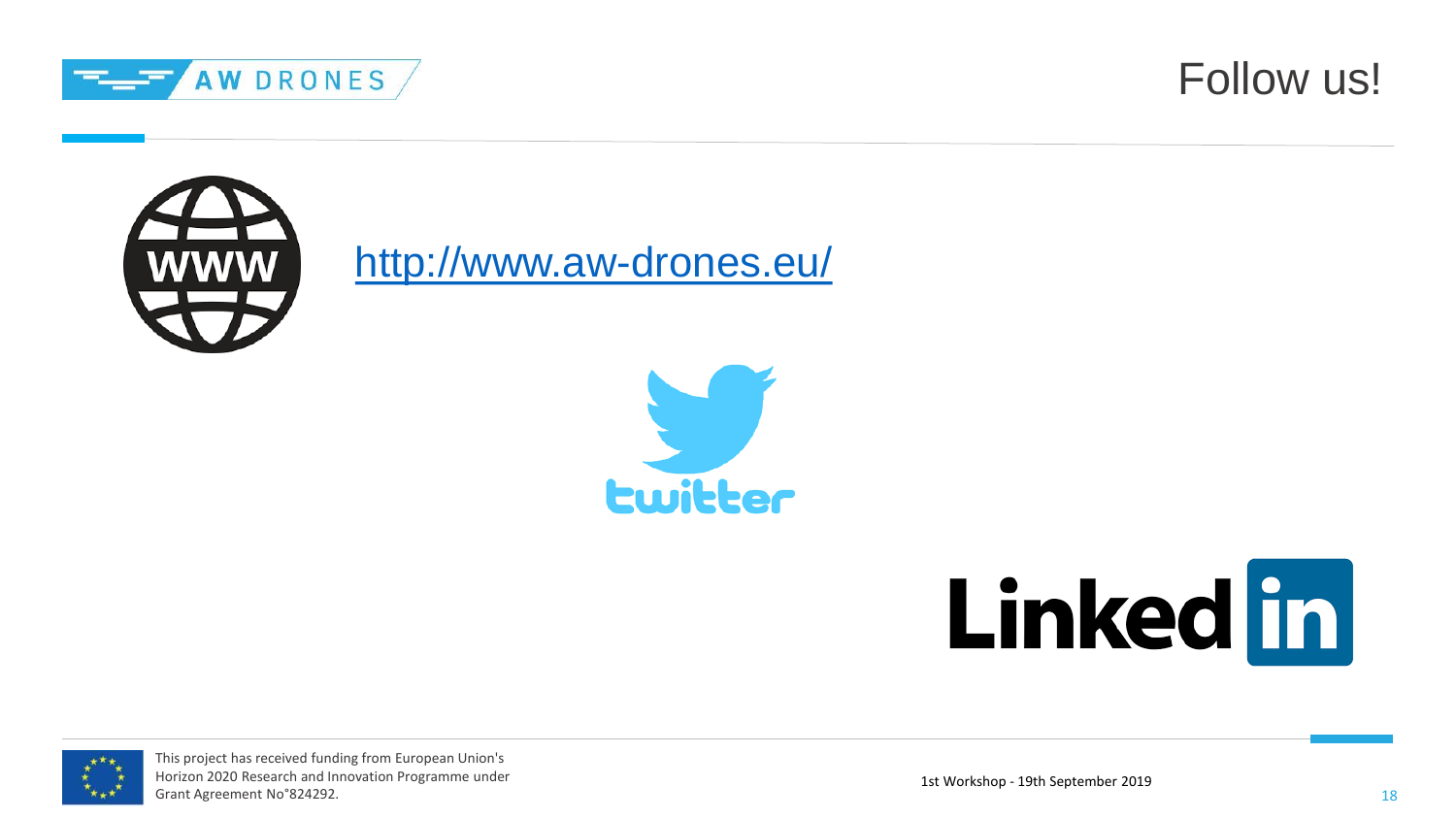# Follow us!

http://www.aw-drones.eu/

twitter

LinkedIn

This project has received funding from European Union's Horizon 2020 Research and Innovation Programme under Grant Agreement No°824292.

1st Workshop - 19th September 2019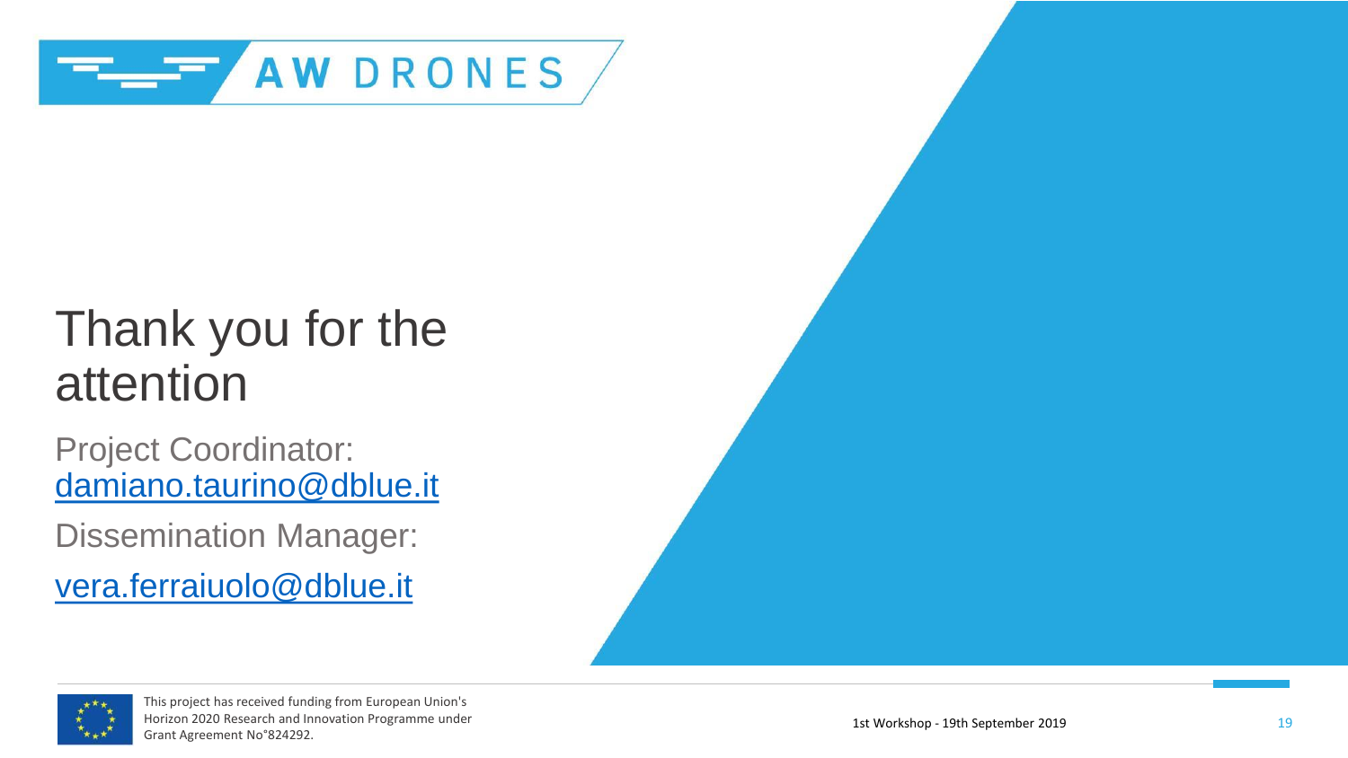AW DRONES

# Thank you for the attention

Project Coordinator: damiano.taurino@dblue.it

Dissemination Manager:

vera.ferraiuolo@dblue.it

This project has received funding from European Union's Horizon 2020 Research and Innovation Programme under Grant Agreement No°824292.